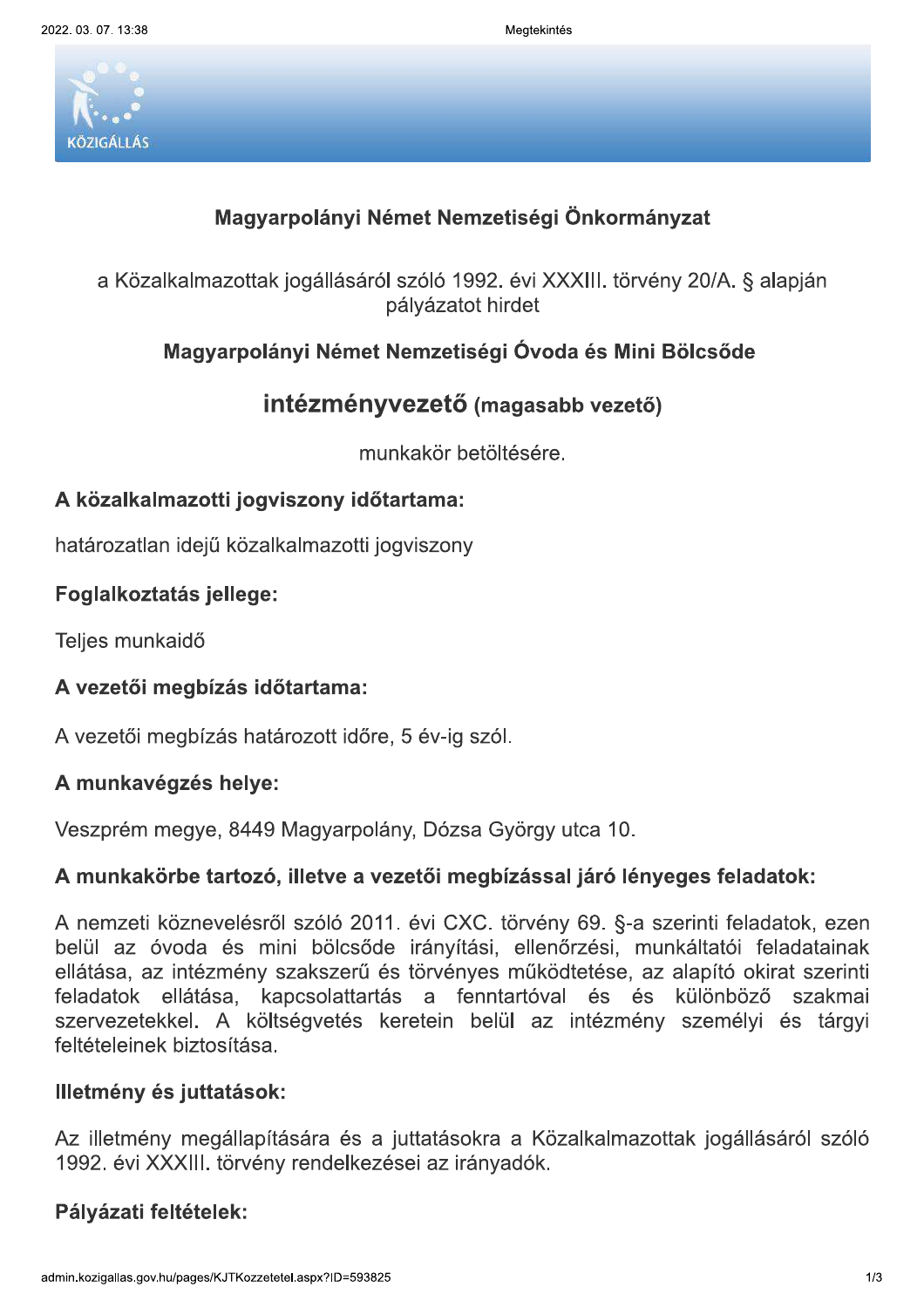# Magyarpolányi Német Nemzetiségi Önkormányzat

a Közalkalmazottak jogállásáról szóló 1992. évi XXXIII. törvény 20/A. § alapján pályázatot hirdet

## Magyarpolányi Német Nemzetiségi Óvoda és Mini Bölcsőde

## intézményvezető (magasabb vezető)

munkakör betöltésére.

### A közalkalmazotti jogviszony időtartama:

határozatlan idejű közalkalmazotti jogviszony

### Foglalkoztatás jellege:

Teljes munkaidő

### A vezetői megbízás időtartama:

A vezetői megbízás határozott időre, 5 év-ig szól.

### A munkavégzés helye:

Veszprém megye, 8449 Magyarpolány, Dózsa György utca 10.

### A munkakörbe tartozó, illetve a vezetői megbízással járó lényeges feladatok:

A nemzeti köznevelésről szóló 2011. évi CXC. törvény 69. §-a szerinti feladatok, ezen belül az óvoda és mini bölcsőde irányítási, ellenőrzési, munkáltatói feladatainak ellátása, az intézmény szakszerű és törvényes működtetése, az alapító okirat szerinti feladatok ellátása, kapcsolattartás a fenntartóval és és különböző szakmai szervezetekkel. A költségvetés keretein belül az intézmény személyi és tárgyi feltételeinek biztosítása.

### Illetmény és juttatások:

Az illetmény megállapítására és a juttatásokra a Közalkalmazottak jogállásáról szóló 1992. évi XXXIII. törvény rendelkezései az irányadók.

### Pályázati feltételek: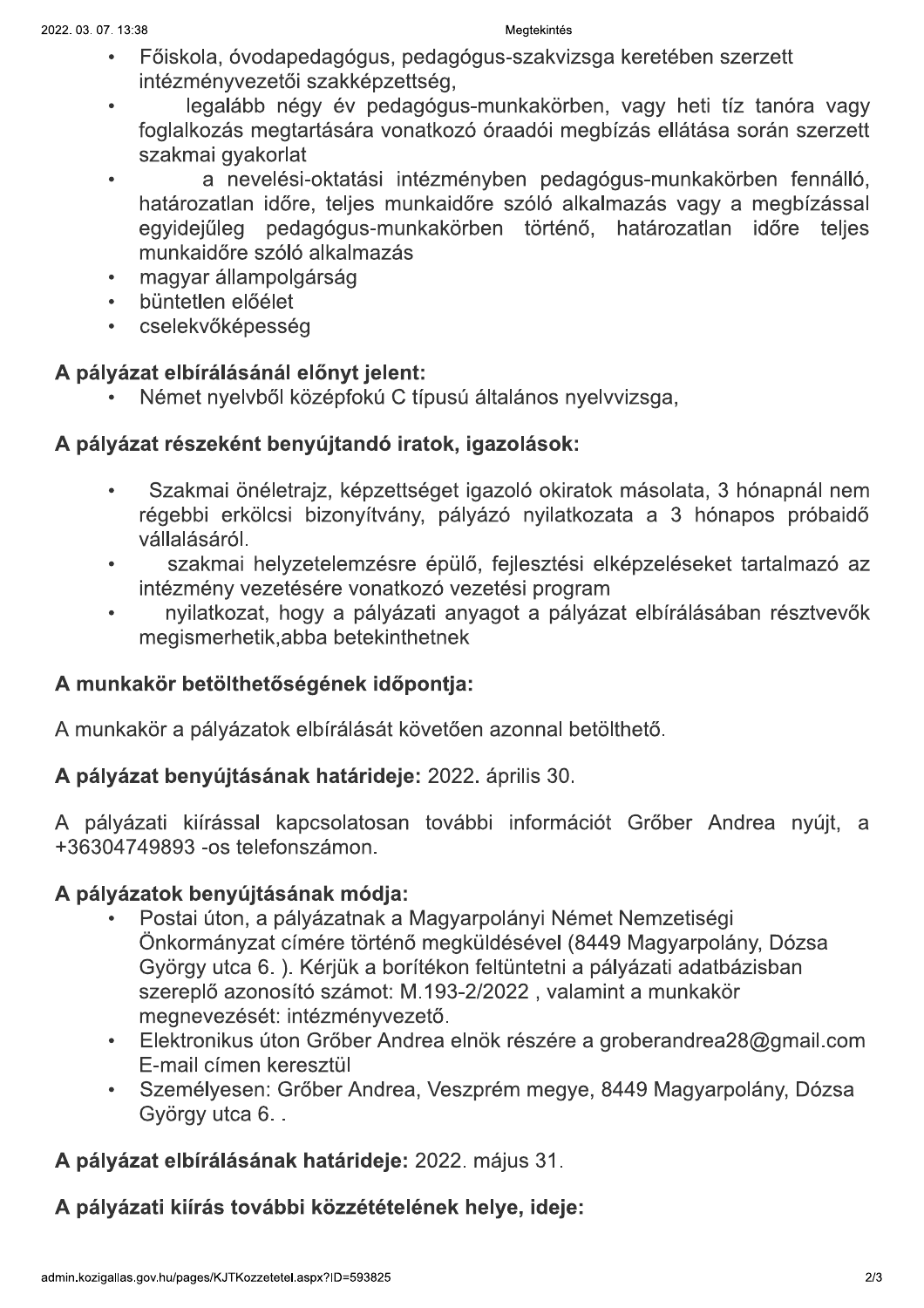- Főiskola, óvodapedagógus, pedagógus-szakvizsga keretében szerzett intézményvezetői szakképzettség,
- legalább négy év pedagógus-munkakörben, vagy heti tíz tanóra vagy foglalkozás megtartására vonatkozó óraadói megbízás ellátása során szerzett szakmai gyakorlat
- a nevelési-oktatási intézményben pedagógus-munkakörben fennálló, határozatlan időre, teljes munkaidőre szóló alkalmazás vagy a megbízással egyidejűleg pedagógus-munkakörben történő, határozatlan időre teljes munkaidőre szóló alkalmazás
- magyar állampolgárság
- büntetlen előélet
- cselekvőképesség

## A pályázat elbírálásánál előnyt jelent:

- Német nyelvből középfokú C típusú általános nyelvvizsga,

## A pályázat részeként benyújtandó iratok, igazolások:

- Szakmai önéletrajz, képzettséget igazoló okiratok másolata, 3 hónapnál nem régebbi erkölcsi bizonyítvány, pályázó nyilatkozata a 3 hónapos próbaidő vállalásáról.
- szakmai helyzetelemzésre épülő, fejlesztési elképzeléseket tartalmazó az intézmény vezetésére vonatkozó vezetési program
- nyilatkozat, hogy a pályázati anyagot a pályázat elbírálásában résztvevők megismerhetik,abba betekinthetnek

## A munkakör betölthetőségének időpontja:

A munkakör a pályázatok elbírálását követően azonnal betölthető.

**A pályázat benyújtásának határideje:** 2022. április 30.

A pályázati kiírással kapcsolatosan további információt Gröber Andrea nyújt, a +36304749893 -os telefonszámon.

## A pályázatok benyújtásának módja:

- Postai úton, a pályázatnak a Magyarpolányi Német Nemzetiségi Önkormányzat címére történő megküldésével (8449 Magyarpolány, Dózsa György utca 6. ). Kérjük a borítékon feltüntetni a pályázati adatbázisban szereplő azonosító számot: M.193-2/2022 , valamint a munkakör megnevezését: intézményvezető.
- Elektronikus úton Gröber Andrea elnök részére a groberandrea28@gmail.com E-mail címen keresztül
- Személyesen: Gröber Andrea, Veszprém megye, 8449 Magyarpolány, Dózsa György utca 6. .

**A pályázat elbírálásának határideje:** 2022. május 31.

## A pályázati kiírás további közzétételének helye, ideje: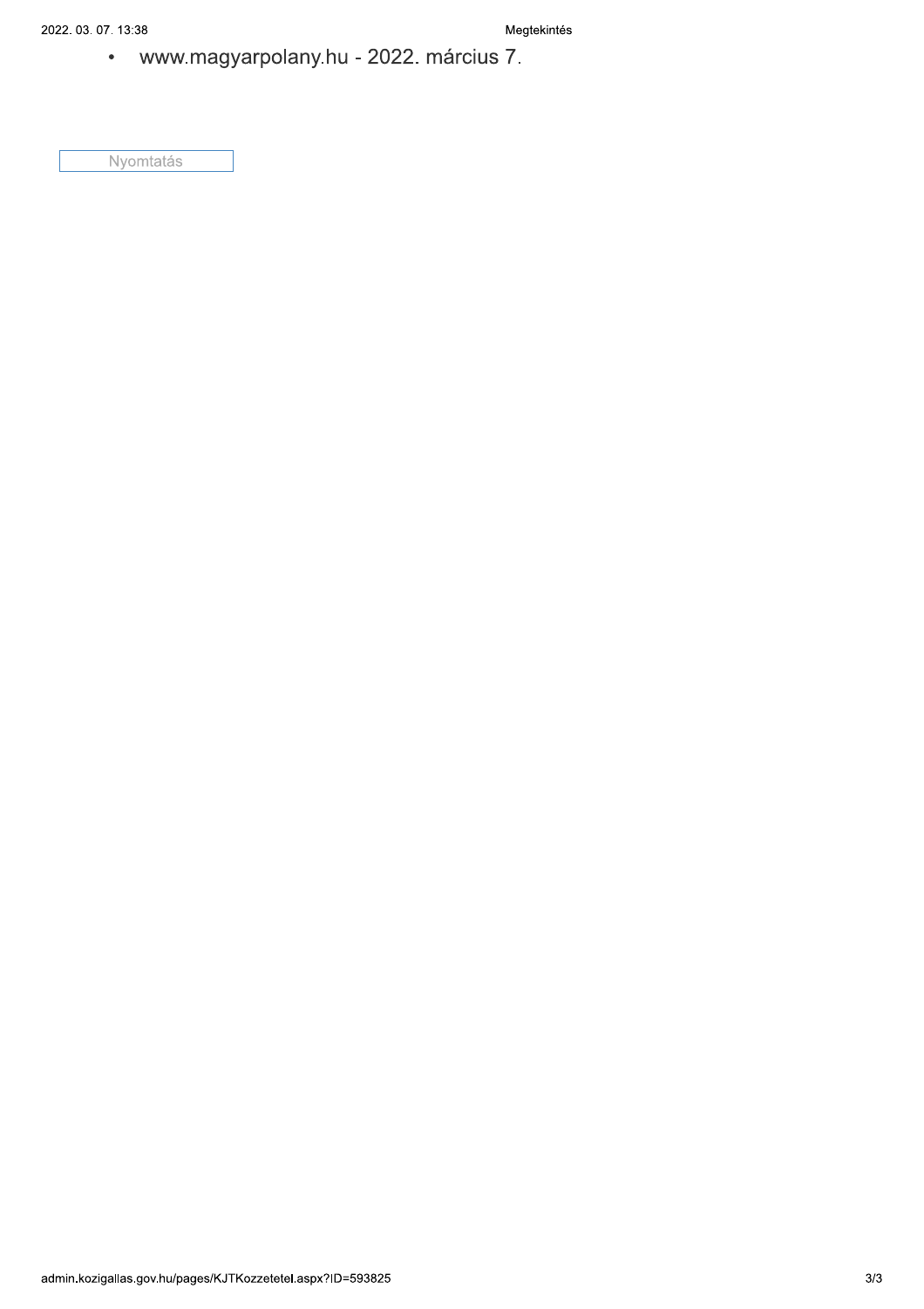- www.magyarpolany.hu - 2022. március 7.

Nyomtatás